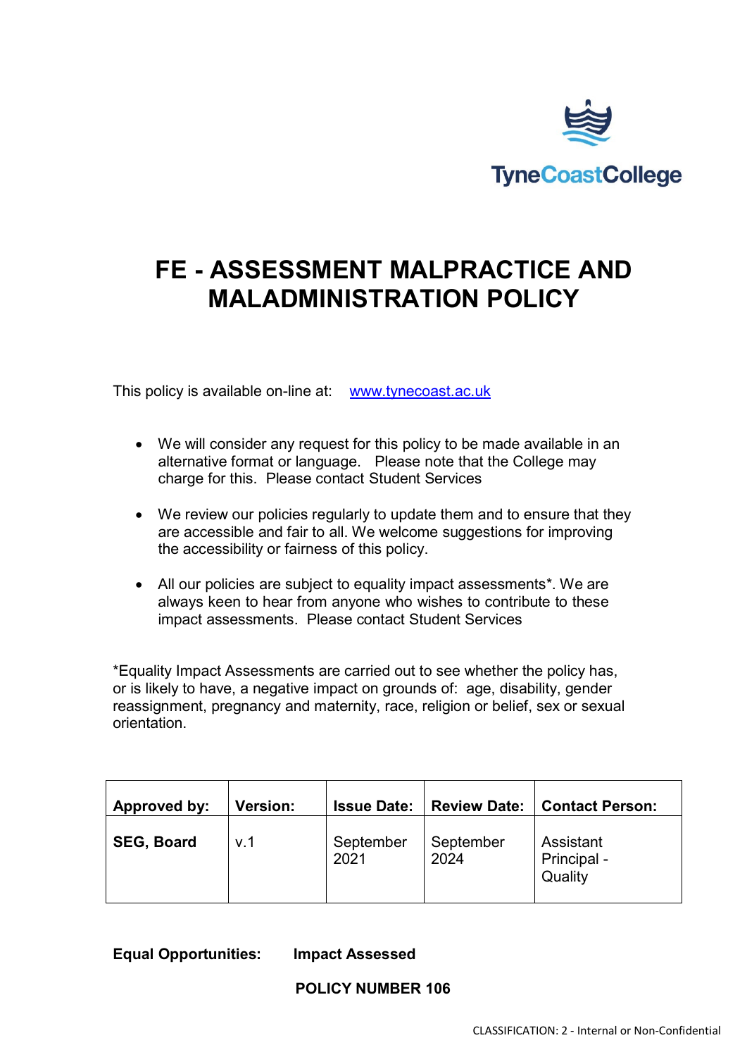TyneCoastCollege

# FE - ASSESSMENT MALPRACTICE AND MALADMINISTRATION POLICY

This policy is available on-line at: [www.tynecoast.ac.uk](http://www.tynecoast.ac.uk)

- We will consider any request for this policy to be made available in an alternative format or language. Please note that the College may charge for this. Please contact Student Services
- We review our policies regularly to update them and to ensure that they are accessible and fair to all. We welcome suggestions for improving the accessibility or fairness of this policy.
- All our policies are subject to equality impact assessments*. We are always keen to hear from anyone who wishes to contribute to these impact assessments. Please contact Student Services

*Equality Impact Assessments are carried out to see whether the policy has, or is likely to have, a negative impact on grounds of: age, disability, gender reassignment, pregnancy and maternity, race, religion or belief, sex or sexual orientation.

| Approved by: | Version: | Issue Date: | Review Date: | Contact Person: |
|---|---|---|---|---|
| **SEG, Board** | v.1 | September 2021 | September 2024 | Assistant Principal - Quality |

**Equal Opportunities:** **Impact Assessed**

**POLICY NUMBER 106**

CLASSIFICATION: 2 - Internal or Non-Confidential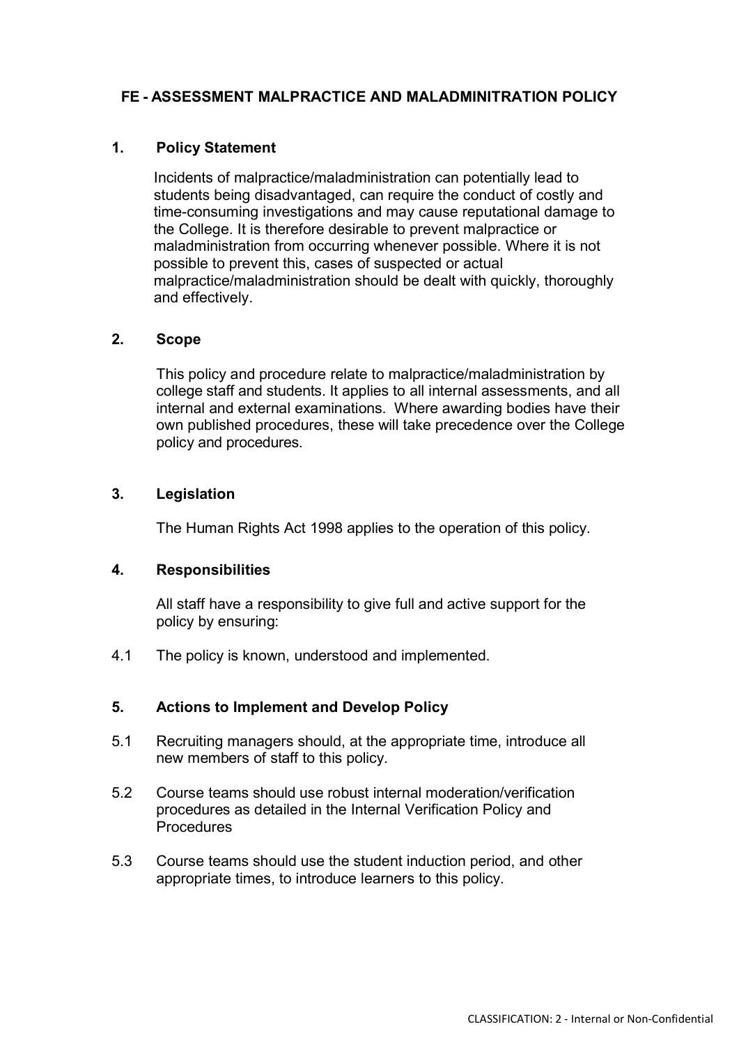# FE - ASSESSMENT MALPRACTICE AND MALADMINITRATION POLICY

## 1. Policy Statement

Incidents of malpractice/maladministration can potentially lead to students being disadvantaged, can require the conduct of costly and time-consuming investigations and may cause reputational damage to the College. It is therefore desirable to prevent malpractice or maladministration from occurring whenever possible. Where it is not possible to prevent this, cases of suspected or actual malpractice/maladministration should be dealt with quickly, thoroughly and effectively.

## 2. Scope

This policy and procedure relate to malpractice/maladministration by college staff and students. It applies to all internal assessments, and all internal and external examinations. Where awarding bodies have their own published procedures, these will take precedence over the College policy and procedures.

## 3. Legislation

The Human Rights Act 1998 applies to the operation of this policy.

## 4. Responsibilities

All staff have a responsibility to give full and active support for the policy by ensuring:

4.1 The policy is known, understood and implemented.

## 5. Actions to Implement and Develop Policy

5.1 Recruiting managers should, at the appropriate time, introduce all new members of staff to this policy.

5.2 Course teams should use robust internal moderation/verification procedures as detailed in the Internal Verification Policy and Procedures

5.3 Course teams should use the student induction period, and other appropriate times, to introduce learners to this policy.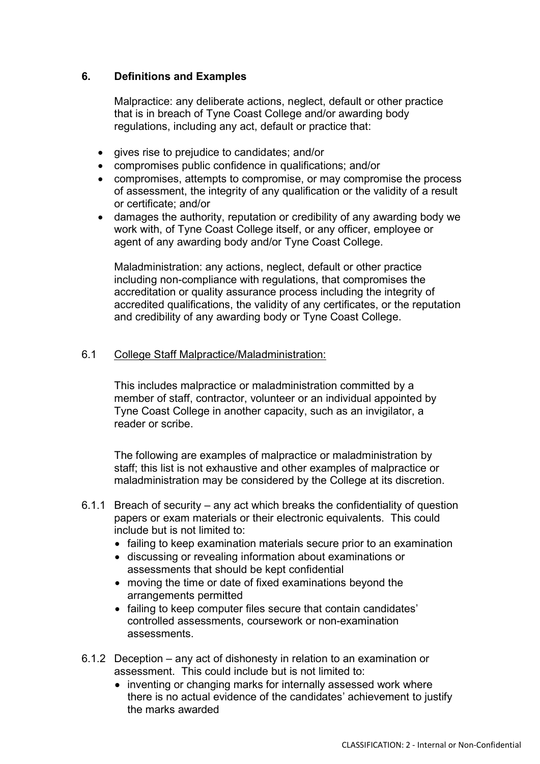## 6. Definitions and Examples

Malpractice: any deliberate actions, neglect, default or other practice that is in breach of Tyne Coast College and/or awarding body regulations, including any act, default or practice that:

- gives rise to prejudice to candidates; and/or
- compromises public confidence in qualifications; and/or
- compromises, attempts to compromise, or may compromise the process of assessment, the integrity of any qualification or the validity of a result or certificate; and/or
- damages the authority, reputation or credibility of any awarding body we work with, of Tyne Coast College itself, or any officer, employee or agent of any awarding body and/or Tyne Coast College.

Maladministration: any actions, neglect, default or other practice including non-compliance with regulations, that compromises the accreditation or quality assurance process including the integrity of accredited qualifications, the validity of any certificates, or the reputation and credibility of any awarding body or Tyne Coast College.

### 6.1 College Staff Malpractice/Maladministration:

This includes malpractice or maladministration committed by a member of staff, contractor, volunteer or an individual appointed by Tyne Coast College in another capacity, such as an invigilator, a reader or scribe.

The following are examples of malpractice or maladministration by staff; this list is not exhaustive and other examples of malpractice or maladministration may be considered by the College at its discretion.

6.1.1 Breach of security – any act which breaks the confidentiality of question papers or exam materials or their electronic equivalents. This could include but is not limited to:

- failing to keep examination materials secure prior to an examination
- discussing or revealing information about examinations or assessments that should be kept confidential
- moving the time or date of fixed examinations beyond the arrangements permitted
- failing to keep computer files secure that contain candidates' controlled assessments, coursework or non-examination assessments.

6.1.2 Deception – any act of dishonesty in relation to an examination or assessment. This could include but is not limited to:

- inventing or changing marks for internally assessed work where there is no actual evidence of the candidates' achievement to justify the marks awarded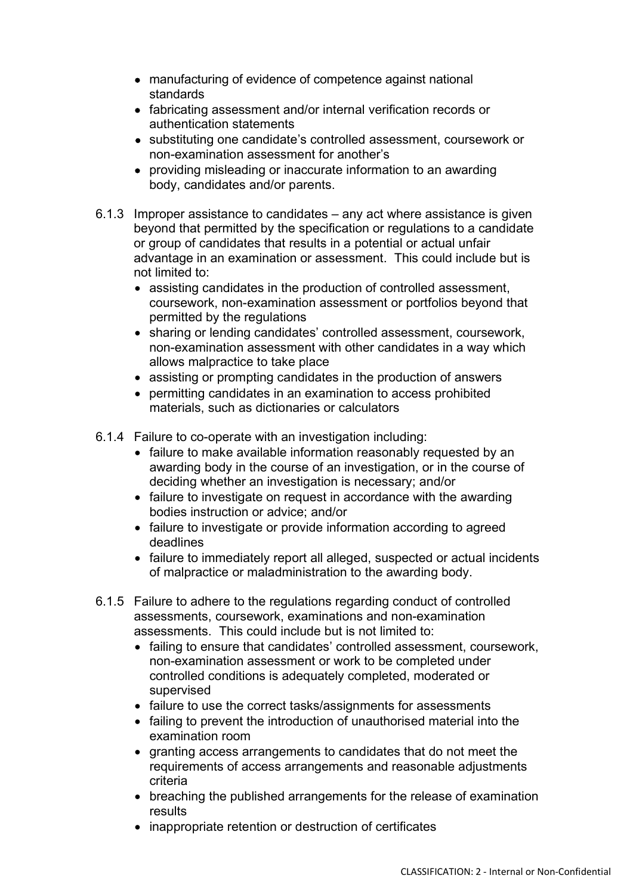- manufacturing of evidence of competence against national standards
- fabricating assessment and/or internal verification records or authentication statements
- substituting one candidate's controlled assessment, coursework or non-examination assessment for another's
- providing misleading or inaccurate information to an awarding body, candidates and/or parents.

6.1.3 Improper assistance to candidates – any act where assistance is given beyond that permitted by the specification or regulations to a candidate or group of candidates that results in a potential or actual unfair advantage in an examination or assessment. This could include but is not limited to:

- assisting candidates in the production of controlled assessment, coursework, non-examination assessment or portfolios beyond that permitted by the regulations
- sharing or lending candidates' controlled assessment, coursework, non-examination assessment with other candidates in a way which allows malpractice to take place
- assisting or prompting candidates in the production of answers
- permitting candidates in an examination to access prohibited materials, such as dictionaries or calculators

6.1.4 Failure to co-operate with an investigation including:

- failure to make available information reasonably requested by an awarding body in the course of an investigation, or in the course of deciding whether an investigation is necessary; and/or
- failure to investigate on request in accordance with the awarding bodies instruction or advice; and/or
- failure to investigate or provide information according to agreed deadlines
- failure to immediately report all alleged, suspected or actual incidents of malpractice or maladministration to the awarding body.

6.1.5 Failure to adhere to the regulations regarding conduct of controlled assessments, coursework, examinations and non-examination assessments. This could include but is not limited to:

- failing to ensure that candidates' controlled assessment, coursework, non-examination assessment or work to be completed under controlled conditions is adequately completed, moderated or supervised
- failure to use the correct tasks/assignments for assessments
- failing to prevent the introduction of unauthorised material into the examination room
- granting access arrangements to candidates that do not meet the requirements of access arrangements and reasonable adjustments criteria
- breaching the published arrangements for the release of examination results
- inappropriate retention or destruction of certificates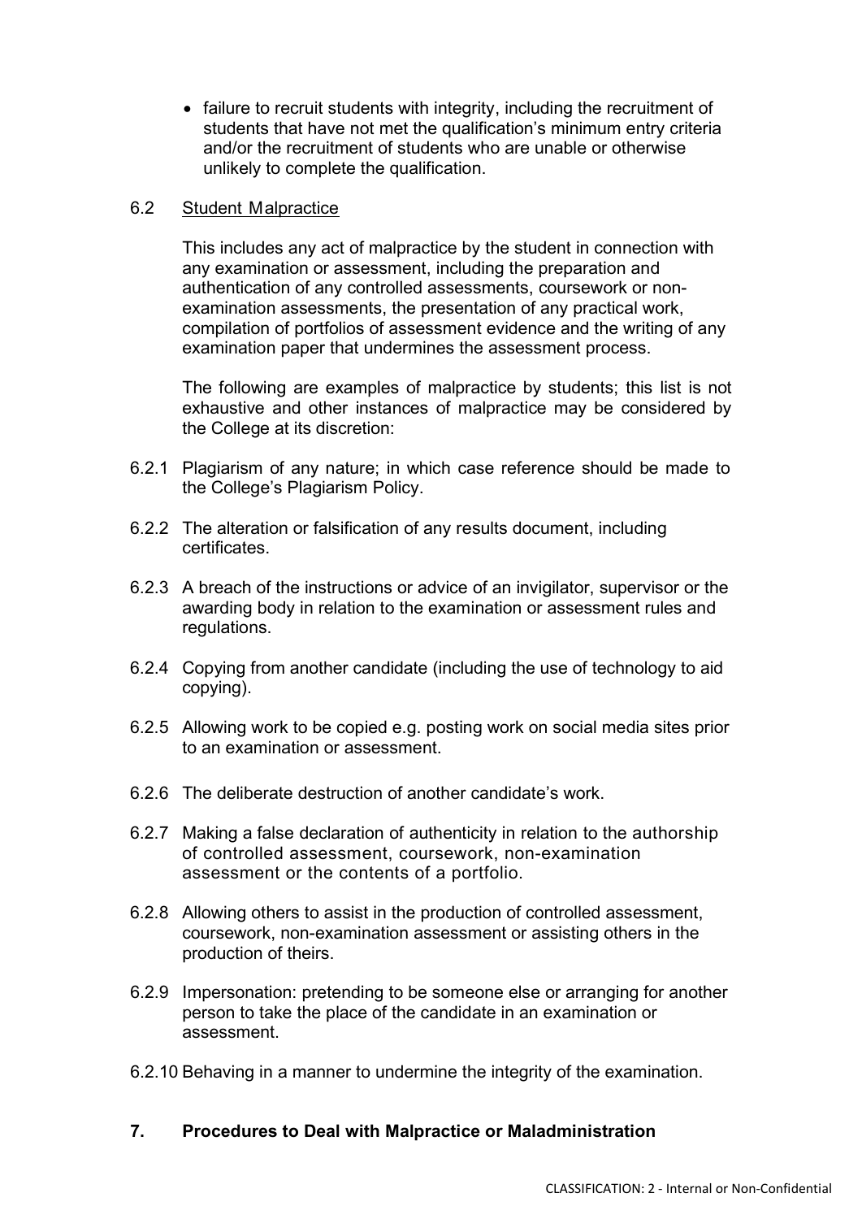- failure to recruit students with integrity, including the recruitment of students that have not met the qualification's minimum entry criteria and/or the recruitment of students who are unable or otherwise unlikely to complete the qualification.

6.2 Student Malpractice

This includes any act of malpractice by the student in connection with any examination or assessment, including the preparation and authentication of any controlled assessments, coursework or non-examination assessments, the presentation of any practical work, compilation of portfolios of assessment evidence and the writing of any examination paper that undermines the assessment process.

The following are examples of malpractice by students; this list is not exhaustive and other instances of malpractice may be considered by the College at its discretion:

6.2.1 Plagiarism of any nature; in which case reference should be made to the College's Plagiarism Policy.

6.2.2 The alteration or falsification of any results document, including certificates.

6.2.3 A breach of the instructions or advice of an invigilator, supervisor or the awarding body in relation to the examination or assessment rules and regulations.

6.2.4 Copying from another candidate (including the use of technology to aid copying).

6.2.5 Allowing work to be copied e.g. posting work on social media sites prior to an examination or assessment.

6.2.6 The deliberate destruction of another candidate's work.

6.2.7 Making a false declaration of authenticity in relation to the authorship of controlled assessment, coursework, non-examination assessment or the contents of a portfolio.

6.2.8 Allowing others to assist in the production of controlled assessment, coursework, non-examination assessment or assisting others in the production of theirs.

6.2.9 Impersonation: pretending to be someone else or arranging for another person to take the place of the candidate in an examination or assessment.

6.2.10 Behaving in a manner to undermine the integrity of the examination.

## 7. Procedures to Deal with Malpractice or Maladministration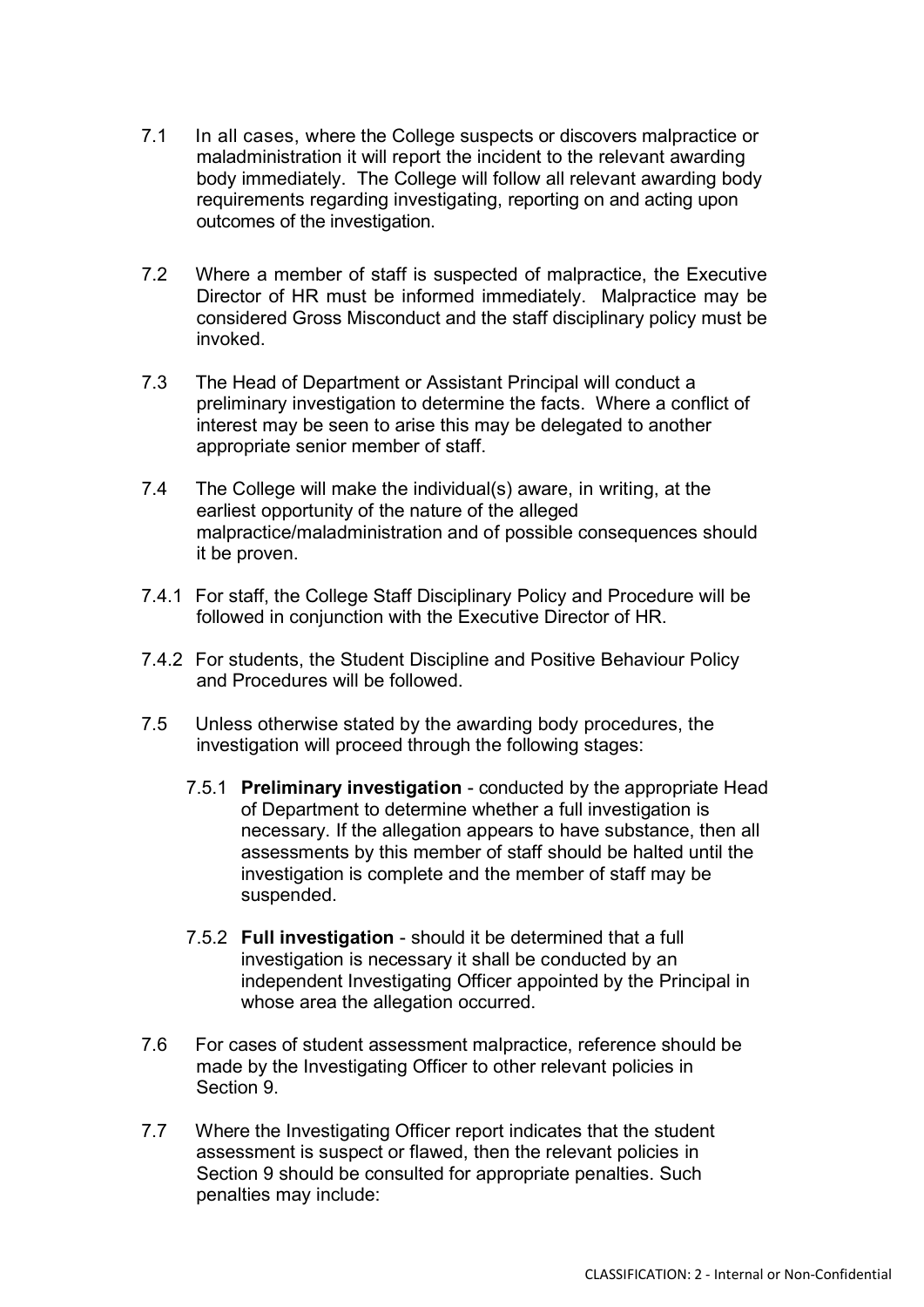7.1 In all cases, where the College suspects or discovers malpractice or maladministration it will report the incident to the relevant awarding body immediately. The College will follow all relevant awarding body requirements regarding investigating, reporting on and acting upon outcomes of the investigation.

7.2 Where a member of staff is suspected of malpractice, the Executive Director of HR must be informed immediately. Malpractice may be considered Gross Misconduct and the staff disciplinary policy must be invoked.

7.3 The Head of Department or Assistant Principal will conduct a preliminary investigation to determine the facts. Where a conflict of interest may be seen to arise this may be delegated to another appropriate senior member of staff.

7.4 The College will make the individual(s) aware, in writing, at the earliest opportunity of the nature of the alleged malpractice/maladministration and of possible consequences should it be proven.

7.4.1 For staff, the College Staff Disciplinary Policy and Procedure will be followed in conjunction with the Executive Director of HR.

7.4.2 For students, the Student Discipline and Positive Behaviour Policy and Procedures will be followed.

7.5 Unless otherwise stated by the awarding body procedures, the investigation will proceed through the following stages:

- 7.5.1 **Preliminary investigation** - conducted by the appropriate Head of Department to determine whether a full investigation is necessary. If the allegation appears to have substance, then all assessments by this member of staff should be halted until the investigation is complete and the member of staff may be suspended.

- 7.5.2 **Full investigation** - should it be determined that a full investigation is necessary it shall be conducted by an independent Investigating Officer appointed by the Principal in whose area the allegation occurred.

7.6 For cases of student assessment malpractice, reference should be made by the Investigating Officer to other relevant policies in Section 9.

7.7 Where the Investigating Officer report indicates that the student assessment is suspect or flawed, then the relevant policies in Section 9 should be consulted for appropriate penalties. Such penalties may include: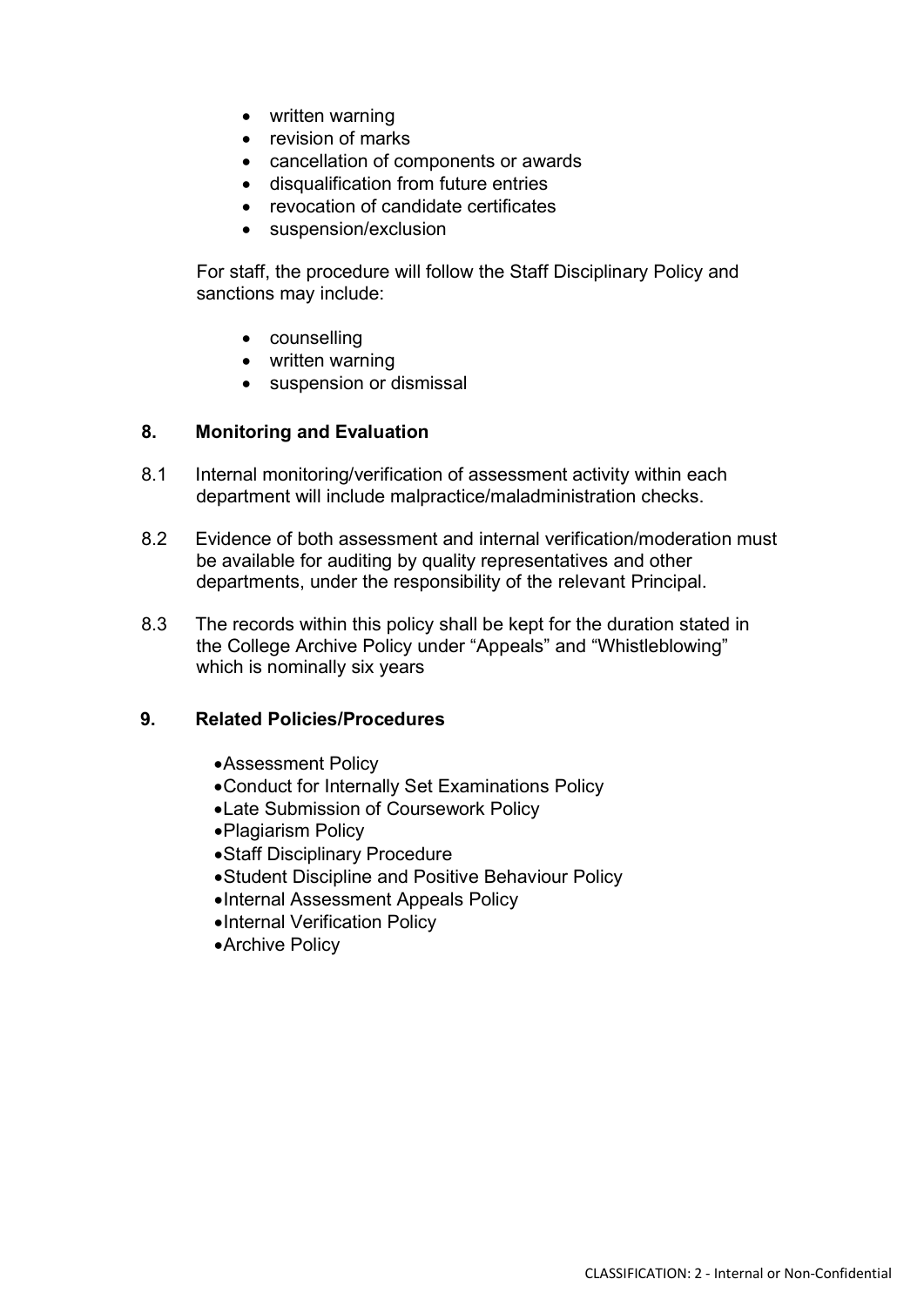- written warning
- revision of marks
- cancellation of components or awards
- disqualification from future entries
- revocation of candidate certificates
- suspension/exclusion

For staff, the procedure will follow the Staff Disciplinary Policy and sanctions may include:

- counselling
- written warning
- suspension or dismissal

## 8. Monitoring and Evaluation

8.1 Internal monitoring/verification of assessment activity within each department will include malpractice/maladministration checks.

8.2 Evidence of both assessment and internal verification/moderation must be available for auditing by quality representatives and other departments, under the responsibility of the relevant Principal.

8.3 The records within this policy shall be kept for the duration stated in the College Archive Policy under "Appeals" and "Whistleblowing" which is nominally six years

## 9. Related Policies/Procedures

- Assessment Policy
- Conduct for Internally Set Examinations Policy
- Late Submission of Coursework Policy
- Plagiarism Policy
- Staff Disciplinary Procedure
- Student Discipline and Positive Behaviour Policy
- Internal Assessment Appeals Policy
- Internal Verification Policy
- Archive Policy

CLASSIFICATION: 2 - Internal or Non-Confidential